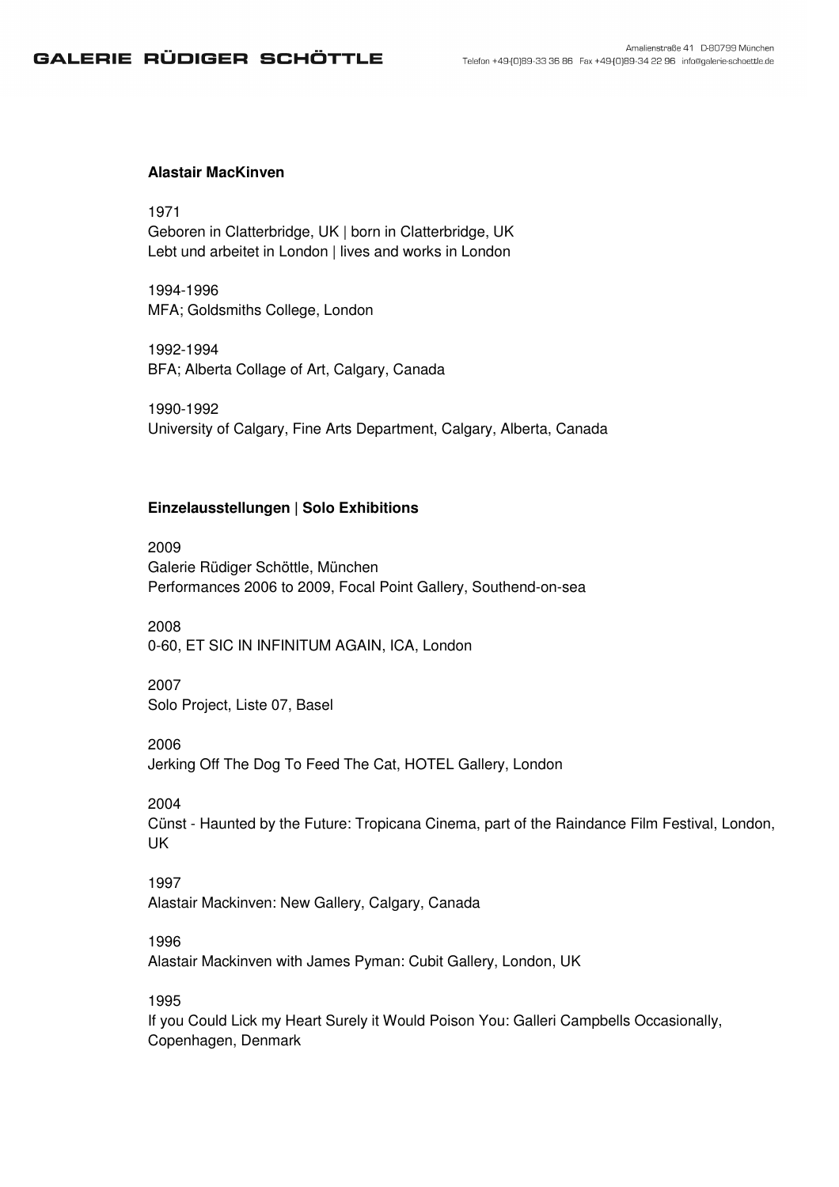**Alastair MacKinven**

1971
Geboren in Clatterbridge, UK | born in Clatterbridge, UK
Lebt und arbeitet in London | lives and works in London

1994-1996
MFA; Goldsmiths College, London

1992-1994
BFA; Alberta Collage of Art, Calgary, Canada

1990-1992
University of Calgary, Fine Arts Department, Calgary, Alberta, Canada

**Einzelausstellungen | Solo Exhibitions**

2009
Galerie Rüdiger Schöttle, München
Performances 2006 to 2009, Focal Point Gallery, Southend-on-sea

2008
0-60, ET SIC IN INFINITUM AGAIN, ICA, London

2007
Solo Project, Liste 07, Basel

2006
Jerking Off The Dog To Feed The Cat, HOTEL Gallery, London

2004
Cünst - Haunted by the Future: Tropicana Cinema, part of the Raindance Film Festival, London, UK

1997
Alastair Mackinven: New Gallery, Calgary, Canada

1996
Alastair Mackinven with James Pyman: Cubit Gallery, London, UK

1995
If you Could Lick my Heart Surely it Would Poison You: Galleri Campbells Occasionally, Copenhagen, Denmark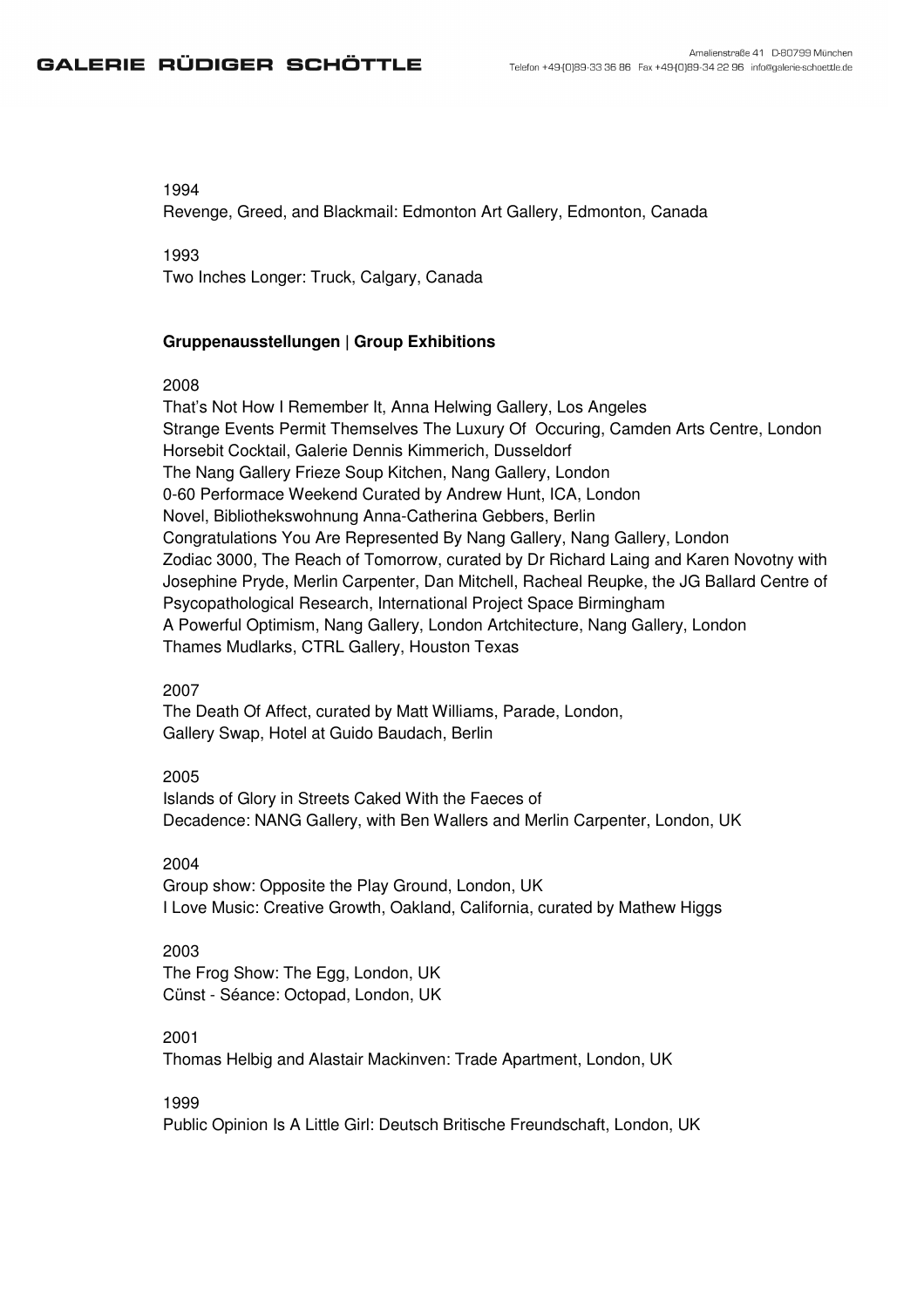1994
Revenge, Greed, and Blackmail: Edmonton Art Gallery, Edmonton, Canada

1993
Two Inches Longer: Truck, Calgary, Canada

**Gruppenausstellungen | Group Exhibitions**

2008
That's Not How I Remember It, Anna Helwing Gallery, Los Angeles
Strange Events Permit Themselves The Luxury Of Occuring, Camden Arts Centre, London
Horsebit Cocktail, Galerie Dennis Kimmerich, Dusseldorf
The Nang Gallery Frieze Soup Kitchen, Nang Gallery, London
0-60 Performace Weekend Curated by Andrew Hunt, ICA, London
Novel, Bibliothekswohnung Anna-Catherina Gebbers, Berlin
Congratulations You Are Represented By Nang Gallery, Nang Gallery, London
Zodiac 3000, The Reach of Tomorrow, curated by Dr Richard Laing and Karen Novotny with Josephine Pryde, Merlin Carpenter, Dan Mitchell, Racheal Reupke, the JG Ballard Centre of Psycopathological Research, International Project Space Birmingham
A Powerful Optimism, Nang Gallery, London Artchitecture, Nang Gallery, London
Thames Mudlarks, CTRL Gallery, Houston Texas

2007
The Death Of Affect, curated by Matt Williams, Parade, London,
Gallery Swap, Hotel at Guido Baudach, Berlin

2005
Islands of Glory in Streets Caked With the Faeces of
Decadence: NANG Gallery, with Ben Wallers and Merlin Carpenter, London, UK

2004
Group show: Opposite the Play Ground, London, UK
I Love Music: Creative Growth, Oakland, California, curated by Mathew Higgs

2003
The Frog Show: The Egg, London, UK
Cünst - Séance: Octopad, London, UK

2001
Thomas Helbig and Alastair Mackinven: Trade Apartment, London, UK

1999
Public Opinion Is A Little Girl: Deutsch Britische Freundschaft, London, UK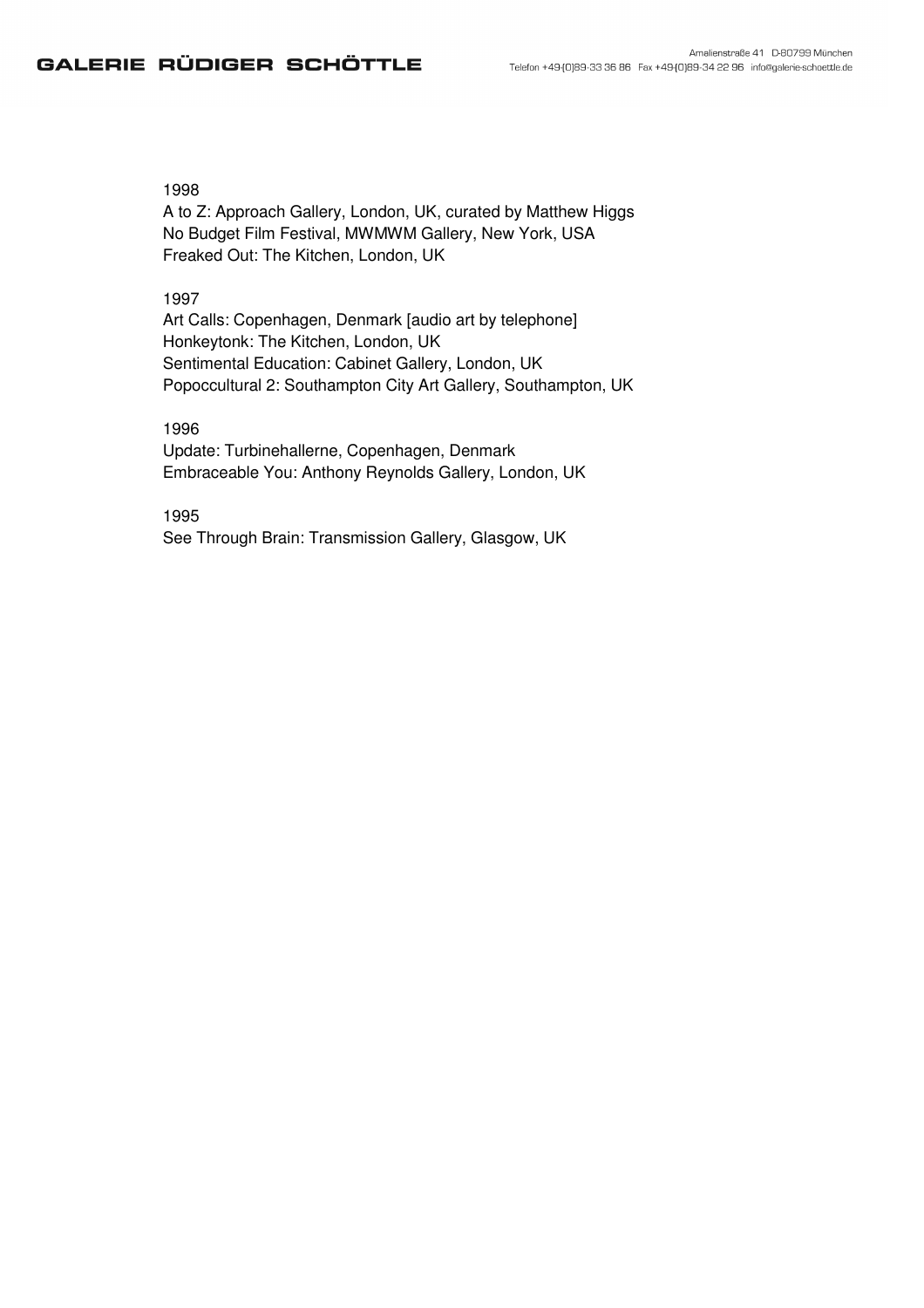1998

A to Z: Approach Gallery, London, UK, curated by Matthew Higgs
No Budget Film Festival, MWMWM Gallery, New York, USA
Freaked Out: The Kitchen, London, UK

1997

Art Calls: Copenhagen, Denmark [audio art by telephone]
Honkeytonk: The Kitchen, London, UK
Sentimental Education: Cabinet Gallery, London, UK
Popoccultural 2: Southampton City Art Gallery, Southampton, UK

1996

Update: Turbinehallerne, Copenhagen, Denmark
Embraceable You: Anthony Reynolds Gallery, London, UK

1995

See Through Brain: Transmission Gallery, Glasgow, UK